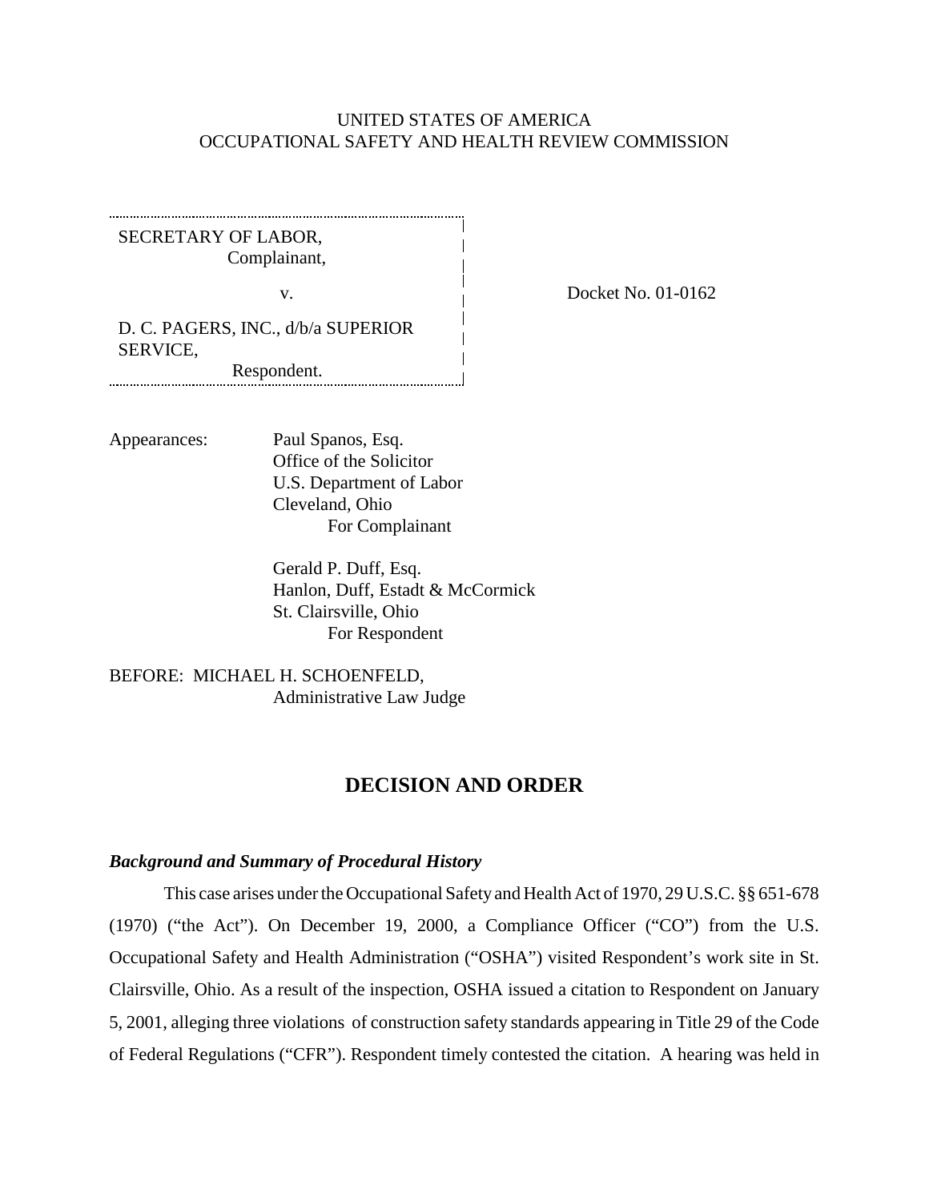UNITED STATES OF AMERICA
OCCUPATIONAL SAFETY AND HEALTH REVIEW COMMISSION

| | |
|---|---|
| SECRETARY OF LABOR,<br>Complainant,<br><br>v.<br><br>D. C. PAGERS, INC., d/b/a SUPERIOR SERVICE,<br>Respondent. | Docket No. 01-0162 |

Appearances: Paul Spanos, Esq.
Office of the Solicitor
U.S. Department of Labor
Cleveland, Ohio
For Complainant

Gerald P. Duff, Esq.
Hanlon, Duff, Estadt & McCormick
St. Clairsville, Ohio
For Respondent

BEFORE: MICHAEL H. SCHOENFELD,
Administrative Law Judge

## DECISION AND ORDER

### *Background and Summary of Procedural History*

This case arises under the Occupational Safety and Health Act of 1970, 29 U.S.C. §§ 651-678 (1970) ("the Act"). On December 19, 2000, a Compliance Officer ("CO") from the U.S. Occupational Safety and Health Administration ("OSHA") visited Respondent's work site in St. Clairsville, Ohio. As a result of the inspection, OSHA issued a citation to Respondent on January 5, 2001, alleging three violations of construction safety standards appearing in Title 29 of the Code of Federal Regulations ("CFR"). Respondent timely contested the citation. A hearing was held in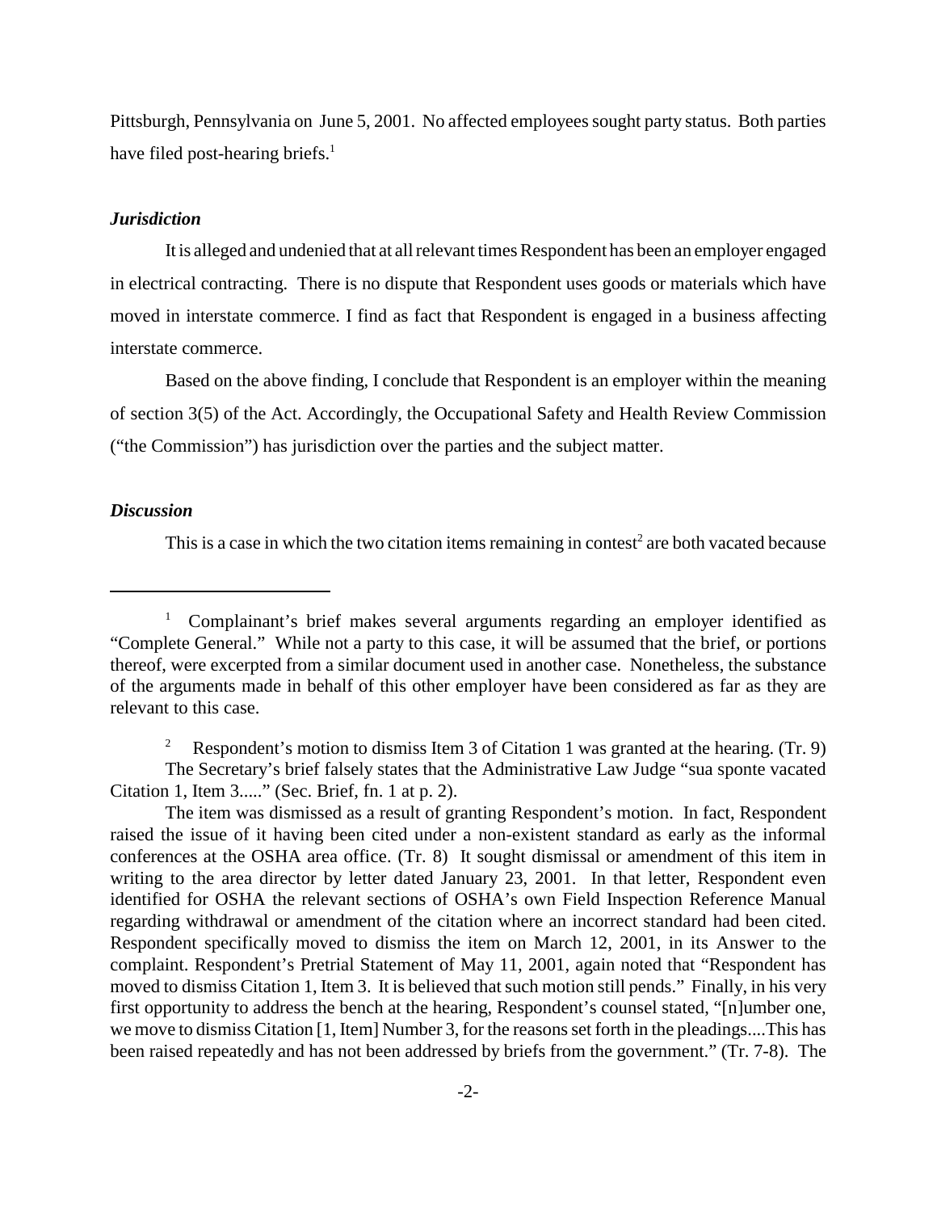Pittsburgh, Pennsylvania on June 5, 2001. No affected employees sought party status. Both parties have filed post-hearing briefs.[1]

### *Jurisdiction*

It is alleged and undenied that at all relevant times Respondent has been an employer engaged in electrical contracting. There is no dispute that Respondent uses goods or materials which have moved in interstate commerce. I find as fact that Respondent is engaged in a business affecting interstate commerce.

Based on the above finding, I conclude that Respondent is an employer within the meaning of section 3(5) of the Act. Accordingly, the Occupational Safety and Health Review Commission ("the Commission") has jurisdiction over the parties and the subject matter.

### *Discussion*

This is a case in which the two citation items remaining in contest[2] are both vacated because

---

[1] Complainant's brief makes several arguments regarding an employer identified as "Complete General." While not a party to this case, it will be assumed that the brief, or portions thereof, were excerpted from a similar document used in another case. Nonetheless, the substance of the arguments made in behalf of this other employer have been considered as far as they are relevant to this case.

[2] Respondent's motion to dismiss Item 3 of Citation 1 was granted at the hearing. (Tr. 9) The Secretary's brief falsely states that the Administrative Law Judge "sua sponte vacated Citation 1, Item 3....." (Sec. Brief, fn. 1 at p. 2).

The item was dismissed as a result of granting Respondent's motion. In fact, Respondent raised the issue of it having been cited under a non-existent standard as early as the informal conferences at the OSHA area office. (Tr. 8) It sought dismissal or amendment of this item in writing to the area director by letter dated January 23, 2001. In that letter, Respondent even identified for OSHA the relevant sections of OSHA's own Field Inspection Reference Manual regarding withdrawal or amendment of the citation where an incorrect standard had been cited. Respondent specifically moved to dismiss the item on March 12, 2001, in its Answer to the complaint. Respondent's Pretrial Statement of May 11, 2001, again noted that "Respondent has moved to dismiss Citation 1, Item 3. It is believed that such motion still pends." Finally, in his very first opportunity to address the bench at the hearing, Respondent's counsel stated, "[n]umber one, we move to dismiss Citation [1, Item] Number 3, for the reasons set forth in the pleadings....This has been raised repeatedly and has not been addressed by briefs from the government." (Tr. 7-8). The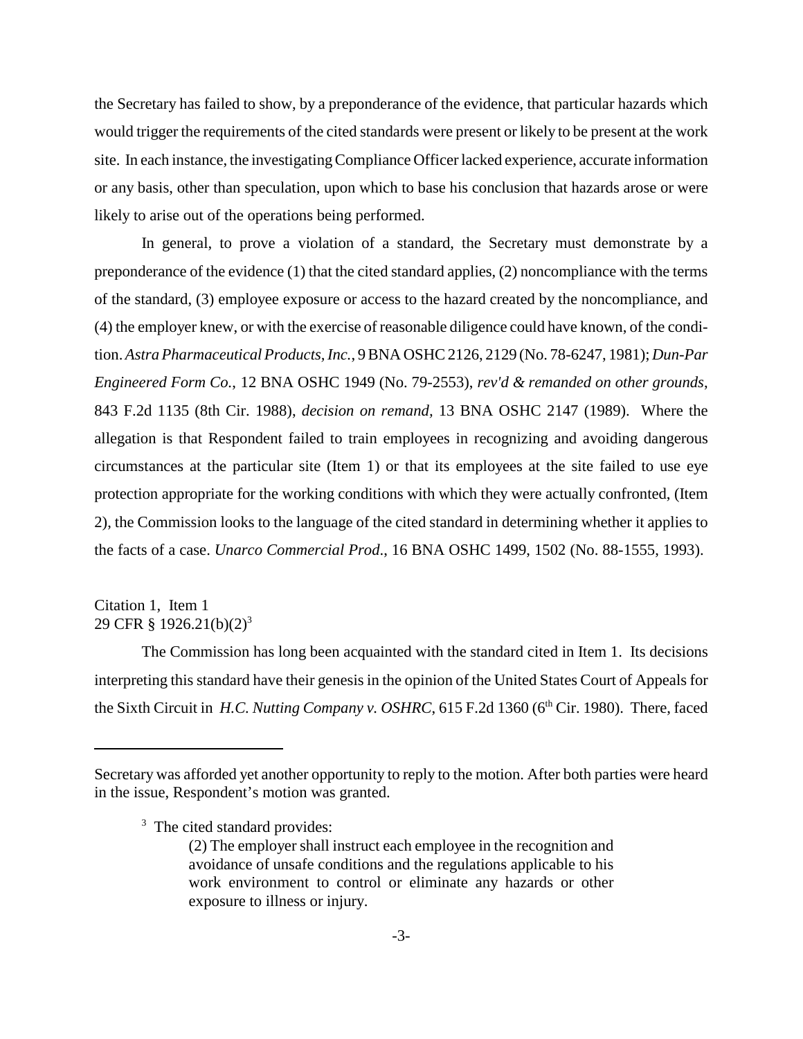the Secretary has failed to show, by a preponderance of the evidence, that particular hazards which would trigger the requirements of the cited standards were present or likely to be present at the work site. In each instance, the investigating Compliance Officer lacked experience, accurate information or any basis, other than speculation, upon which to base his conclusion that hazards arose or were likely to arise out of the operations being performed.

In general, to prove a violation of a standard, the Secretary must demonstrate by a preponderance of the evidence (1) that the cited standard applies, (2) noncompliance with the terms of the standard, (3) employee exposure or access to the hazard created by the noncompliance, and (4) the employer knew, or with the exercise of reasonable diligence could have known, of the condition. *Astra Pharmaceutical Products, Inc.*, 9 BNA OSHC 2126, 2129 (No. 78-6247, 1981); *Dun-Par Engineered Form Co.*, 12 BNA OSHC 1949 (No. 79-2553), *rev'd & remanded on other grounds*, 843 F.2d 1135 (8th Cir. 1988), *decision on remand*, 13 BNA OSHC 2147 (1989). Where the allegation is that Respondent failed to train employees in recognizing and avoiding dangerous circumstances at the particular site (Item 1) or that its employees at the site failed to use eye protection appropriate for the working conditions with which they were actually confronted, (Item 2), the Commission looks to the language of the cited standard in determining whether it applies to the facts of a case. *Unarco Commercial Prod.*, 16 BNA OSHC 1499, 1502 (No. 88-1555, 1993).

Citation 1, Item 1
29 CFR § 1926.21(b)(2)[3]

The Commission has long been acquainted with the standard cited in Item 1. Its decisions interpreting this standard have their genesis in the opinion of the United States Court of Appeals for the Sixth Circuit in *H.C. Nutting Company v. OSHRC*, 615 F.2d 1360 (6th Cir. 1980). There, faced

---

Secretary was afforded yet another opportunity to reply to the motion. After both parties were heard in the issue, Respondent's motion was granted.

[3] The cited standard provides:

> (2) The employer shall instruct each employee in the recognition and avoidance of unsafe conditions and the regulations applicable to his work environment to control or eliminate any hazards or other exposure to illness or injury.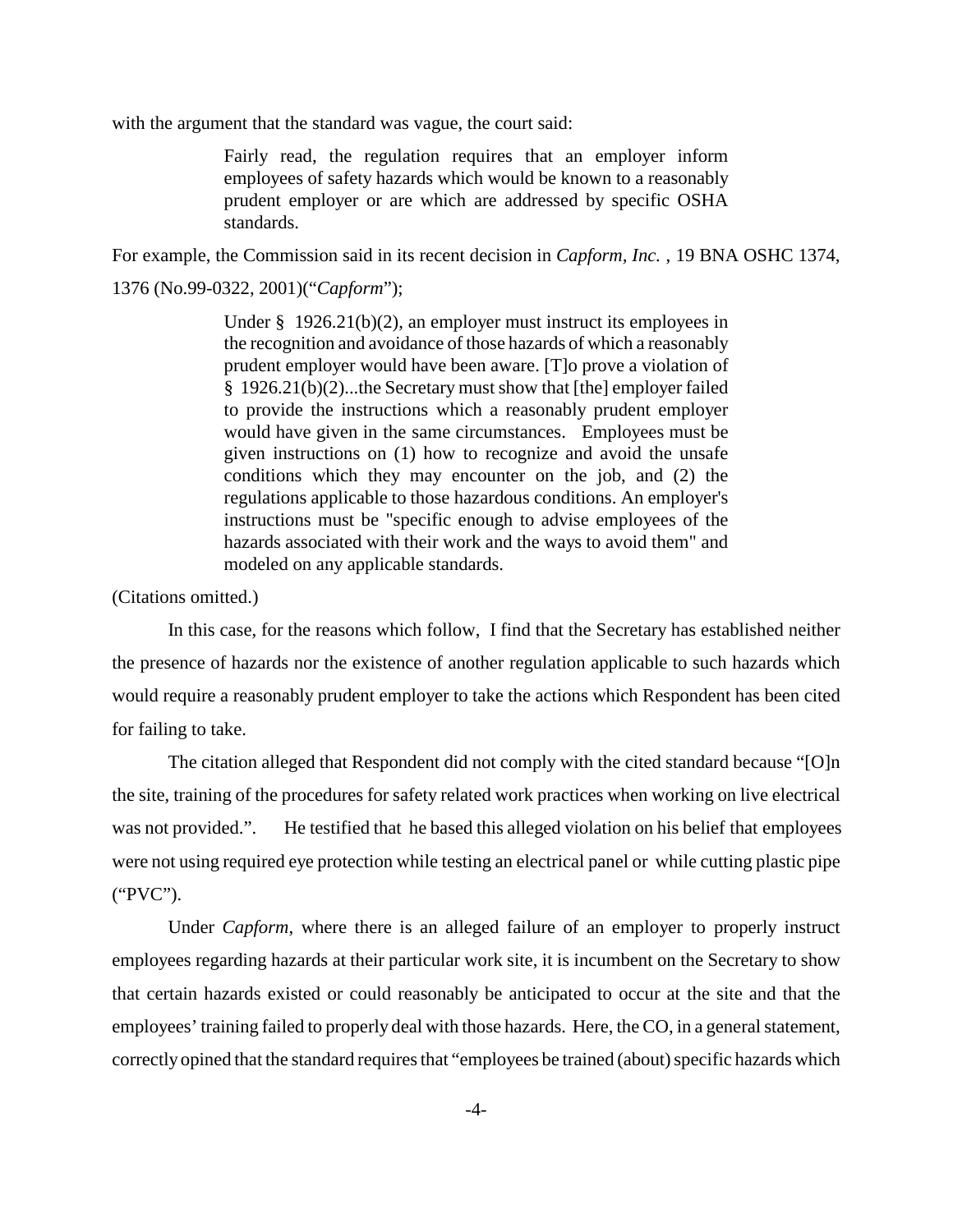with the argument that the standard was vague, the court said:

> Fairly read, the regulation requires that an employer inform employees of safety hazards which would be known to a reasonably prudent employer or are which are addressed by specific OSHA standards.

For example, the Commission said in its recent decision in *Capform, Inc.* , 19 BNA OSHC 1374, 1376 (No.99-0322, 2001)("*Capform*");

> Under § 1926.21(b)(2), an employer must instruct its employees in the recognition and avoidance of those hazards of which a reasonably prudent employer would have been aware. [T]o prove a violation of § 1926.21(b)(2)...the Secretary must show that [the] employer failed to provide the instructions which a reasonably prudent employer would have given in the same circumstances. Employees must be given instructions on (1) how to recognize and avoid the unsafe conditions which they may encounter on the job, and (2) the regulations applicable to those hazardous conditions. An employer's instructions must be "specific enough to advise employees of the hazards associated with their work and the ways to avoid them" and modeled on any applicable standards.

(Citations omitted.)

In this case, for the reasons which follow, I find that the Secretary has established neither the presence of hazards nor the existence of another regulation applicable to such hazards which would require a reasonably prudent employer to take the actions which Respondent has been cited for failing to take.

The citation alleged that Respondent did not comply with the cited standard because "[O]n the site, training of the procedures for safety related work practices when working on live electrical was not provided.". He testified that he based this alleged violation on his belief that employees were not using required eye protection while testing an electrical panel or while cutting plastic pipe ("PVC").

Under *Capform*, where there is an alleged failure of an employer to properly instruct employees regarding hazards at their particular work site, it is incumbent on the Secretary to show that certain hazards existed or could reasonably be anticipated to occur at the site and that the employees' training failed to properly deal with those hazards. Here, the CO, in a general statement, correctly opined that the standard requires that "employees be trained (about) specific hazards which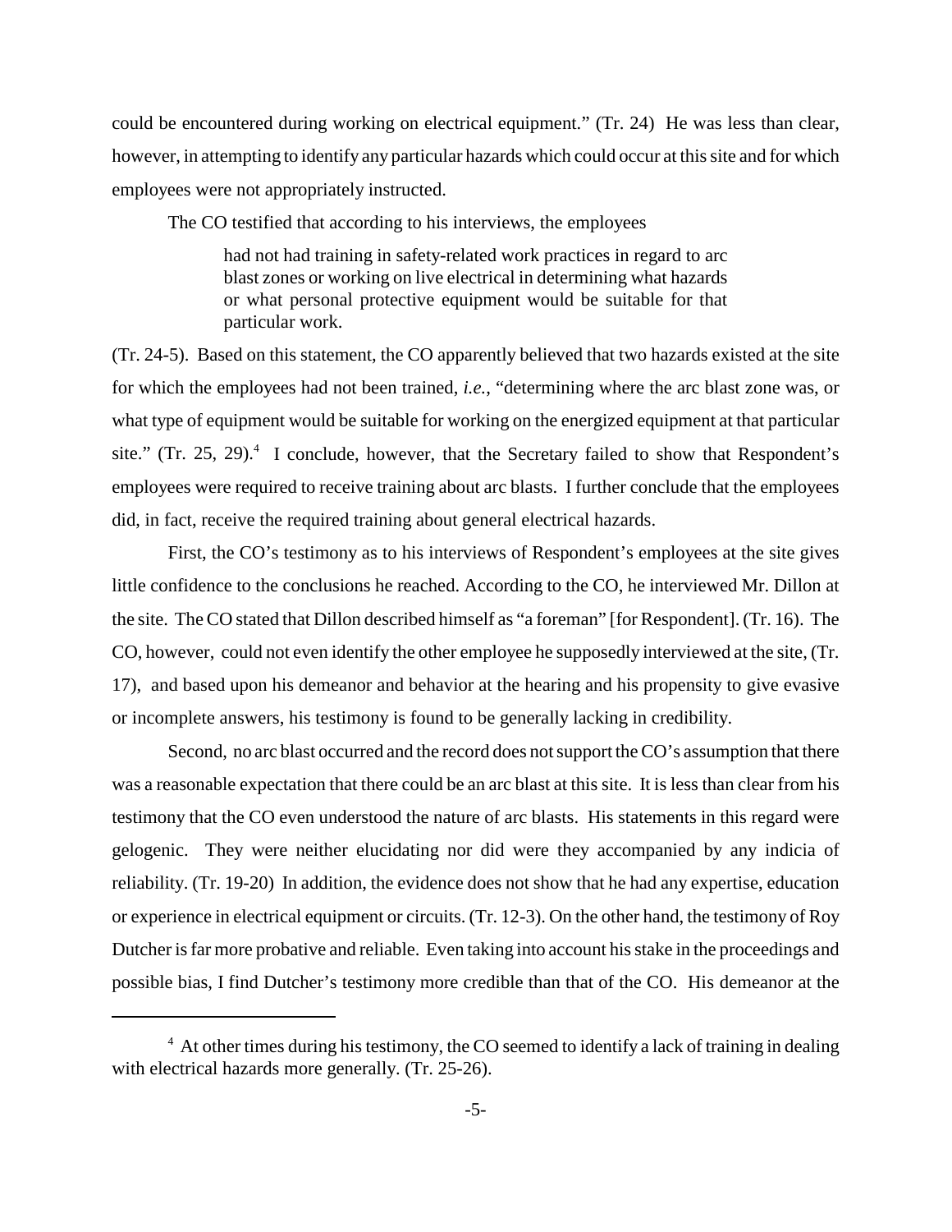could be encountered during working on electrical equipment." (Tr. 24) He was less than clear, however, in attempting to identify any particular hazards which could occur at this site and for which employees were not appropriately instructed.

The CO testified that according to his interviews, the employees

> had not had training in safety-related work practices in regard to arc blast zones or working on live electrical in determining what hazards or what personal protective equipment would be suitable for that particular work.

(Tr. 24-5). Based on this statement, the CO apparently believed that two hazards existed at the site for which the employees had not been trained, *i.e.*, "determining where the arc blast zone was, or what type of equipment would be suitable for working on the energized equipment at that particular site." (Tr. 25, 29).[4] I conclude, however, that the Secretary failed to show that Respondent's employees were required to receive training about arc blasts. I further conclude that the employees did, in fact, receive the required training about general electrical hazards.

First, the CO's testimony as to his interviews of Respondent's employees at the site gives little confidence to the conclusions he reached. According to the CO, he interviewed Mr. Dillon at the site. The CO stated that Dillon described himself as "a foreman" [for Respondent]. (Tr. 16). The CO, however, could not even identify the other employee he supposedly interviewed at the site, (Tr. 17), and based upon his demeanor and behavior at the hearing and his propensity to give evasive or incomplete answers, his testimony is found to be generally lacking in credibility.

Second, no arc blast occurred and the record does not support the CO's assumption that there was a reasonable expectation that there could be an arc blast at this site. It is less than clear from his testimony that the CO even understood the nature of arc blasts. His statements in this regard were gelogenic. They were neither elucidating nor did were they accompanied by any indicia of reliability. (Tr. 19-20) In addition, the evidence does not show that he had any expertise, education or experience in electrical equipment or circuits. (Tr. 12-3). On the other hand, the testimony of Roy Dutcher is far more probative and reliable. Even taking into account his stake in the proceedings and possible bias, I find Dutcher's testimony more credible than that of the CO. His demeanor at the

---

[4] At other times during his testimony, the CO seemed to identify a lack of training in dealing with electrical hazards more generally. (Tr. 25-26).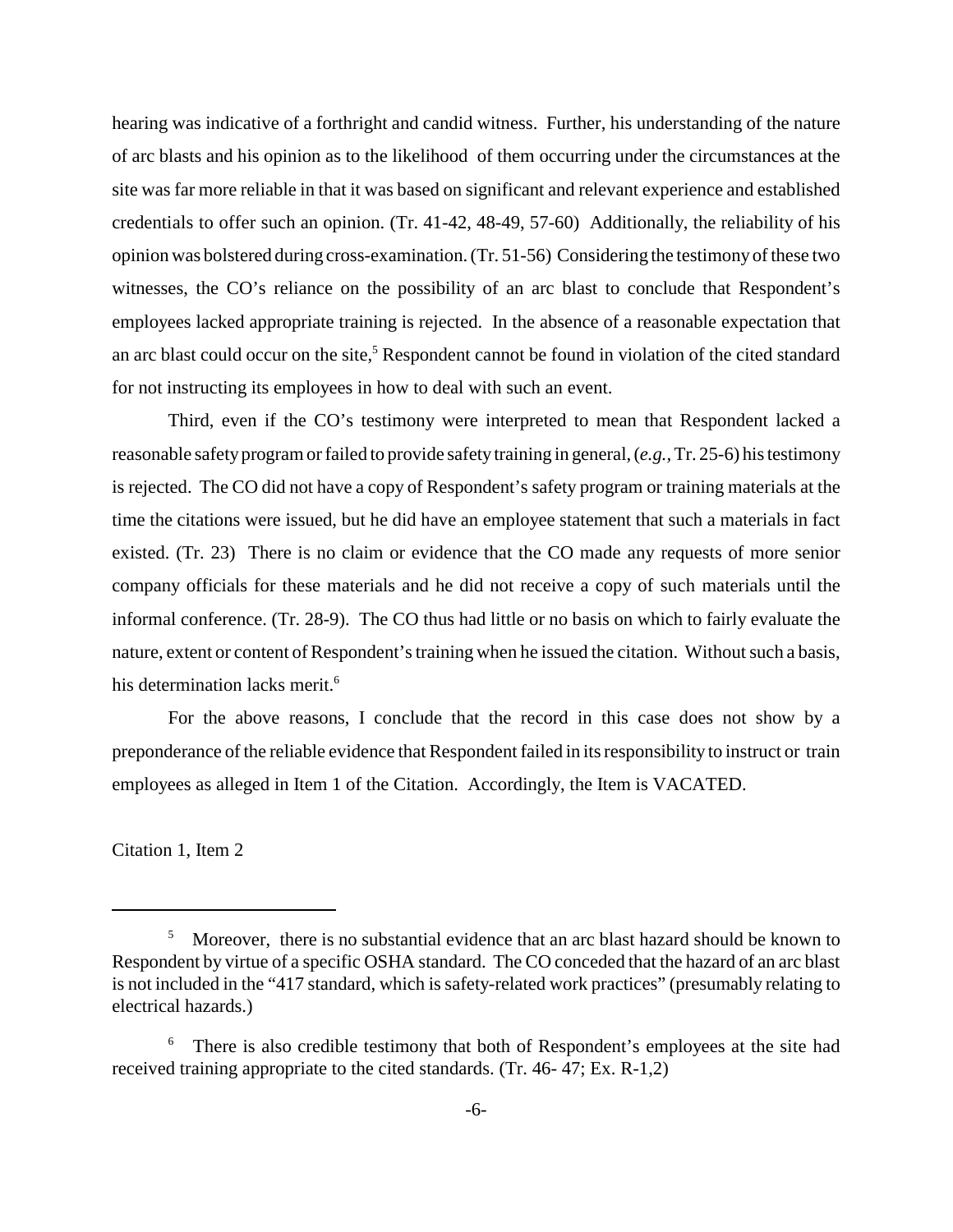hearing was indicative of a forthright and candid witness. Further, his understanding of the nature of arc blasts and his opinion as to the likelihood of them occurring under the circumstances at the site was far more reliable in that it was based on significant and relevant experience and established credentials to offer such an opinion. (Tr. 41-42, 48-49, 57-60) Additionally, the reliability of his opinion was bolstered during cross-examination. (Tr. 51-56) Considering the testimony of these two witnesses, the CO's reliance on the possibility of an arc blast to conclude that Respondent's employees lacked appropriate training is rejected. In the absence of a reasonable expectation that an arc blast could occur on the site,[5] Respondent cannot be found in violation of the cited standard for not instructing its employees in how to deal with such an event.

Third, even if the CO's testimony were interpreted to mean that Respondent lacked a reasonable safety program or failed to provide safety training in general, (*e.g.*, Tr. 25-6) his testimony is rejected. The CO did not have a copy of Respondent's safety program or training materials at the time the citations were issued, but he did have an employee statement that such a materials in fact existed. (Tr. 23) There is no claim or evidence that the CO made any requests of more senior company officials for these materials and he did not receive a copy of such materials until the informal conference. (Tr. 28-9). The CO thus had little or no basis on which to fairly evaluate the nature, extent or content of Respondent's training when he issued the citation. Without such a basis, his determination lacks merit.[6]

For the above reasons, I conclude that the record in this case does not show by a preponderance of the reliable evidence that Respondent failed in its responsibility to instruct or train employees as alleged in Item 1 of the Citation. Accordingly, the Item is VACATED.

Citation 1, Item 2

---

[5] Moreover, there is no substantial evidence that an arc blast hazard should be known to Respondent by virtue of a specific OSHA standard. The CO conceded that the hazard of an arc blast is not included in the "417 standard, which is safety-related work practices" (presumably relating to electrical hazards.)

[6] There is also credible testimony that both of Respondent's employees at the site had received training appropriate to the cited standards. (Tr. 46- 47; Ex. R-1,2)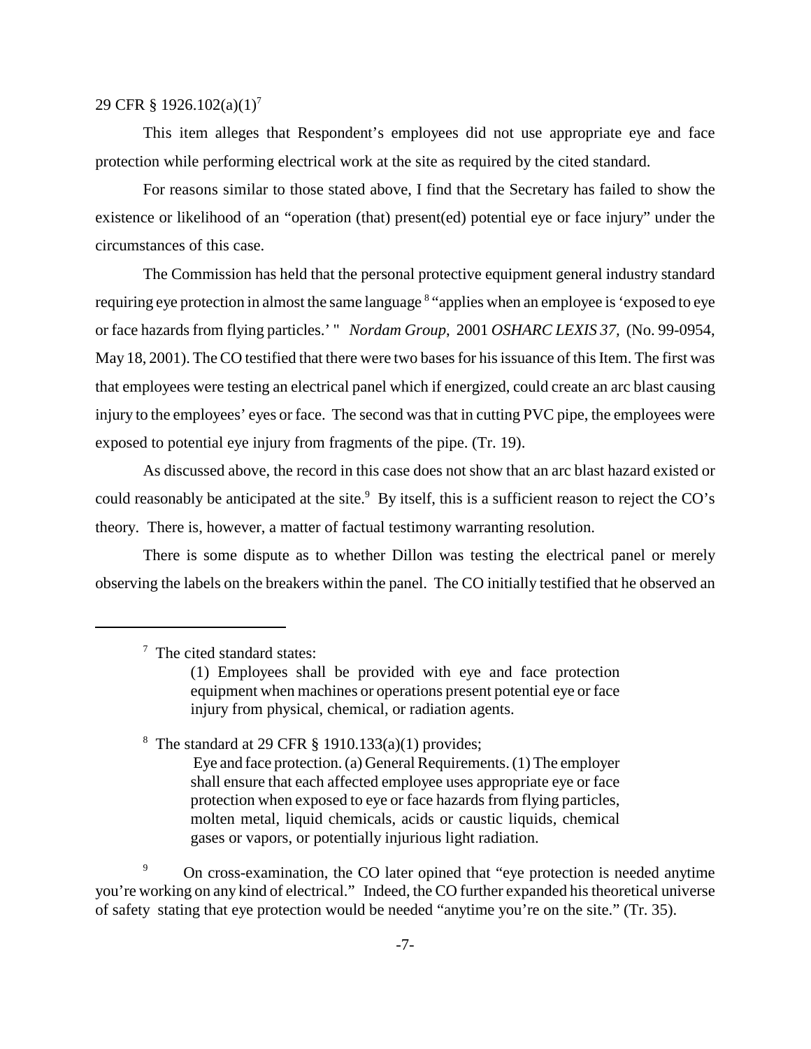29 CFR § 1926.102(a)(1)[7]

This item alleges that Respondent's employees did not use appropriate eye and face protection while performing electrical work at the site as required by the cited standard.

For reasons similar to those stated above, I find that the Secretary has failed to show the existence or likelihood of an "operation (that) present(ed) potential eye or face injury" under the circumstances of this case.

The Commission has held that the personal protective equipment general industry standard requiring eye protection in almost the same language [8] "applies when an employee is 'exposed to eye or face hazards from flying particles.' " *Nordam Group*, 2001 *OSHARC LEXIS 37,* (No. 99-0954, May 18, 2001). The CO testified that there were two bases for his issuance of this Item. The first was that employees were testing an electrical panel which if energized, could create an arc blast causing injury to the employees' eyes or face. The second was that in cutting PVC pipe, the employees were exposed to potential eye injury from fragments of the pipe. (Tr. 19).

As discussed above, the record in this case does not show that an arc blast hazard existed or could reasonably be anticipated at the site.[9] By itself, this is a sufficient reason to reject the CO's theory. There is, however, a matter of factual testimony warranting resolution.

There is some dispute as to whether Dillon was testing the electrical panel or merely observing the labels on the breakers within the panel. The CO initially testified that he observed an

---

[7] The cited standard states:

> (1) Employees shall be provided with eye and face protection equipment when machines or operations present potential eye or face injury from physical, chemical, or radiation agents.

[8] The standard at 29 CFR § 1910.133(a)(1) provides;

> Eye and face protection. (a) General Requirements. (1) The employer shall ensure that each affected employee uses appropriate eye or face protection when exposed to eye or face hazards from flying particles, molten metal, liquid chemicals, acids or caustic liquids, chemical gases or vapors, or potentially injurious light radiation.

[9] On cross-examination, the CO later opined that "eye protection is needed anytime you're working on any kind of electrical." Indeed, the CO further expanded his theoretical universe of safety stating that eye protection would be needed "anytime you're on the site." (Tr. 35).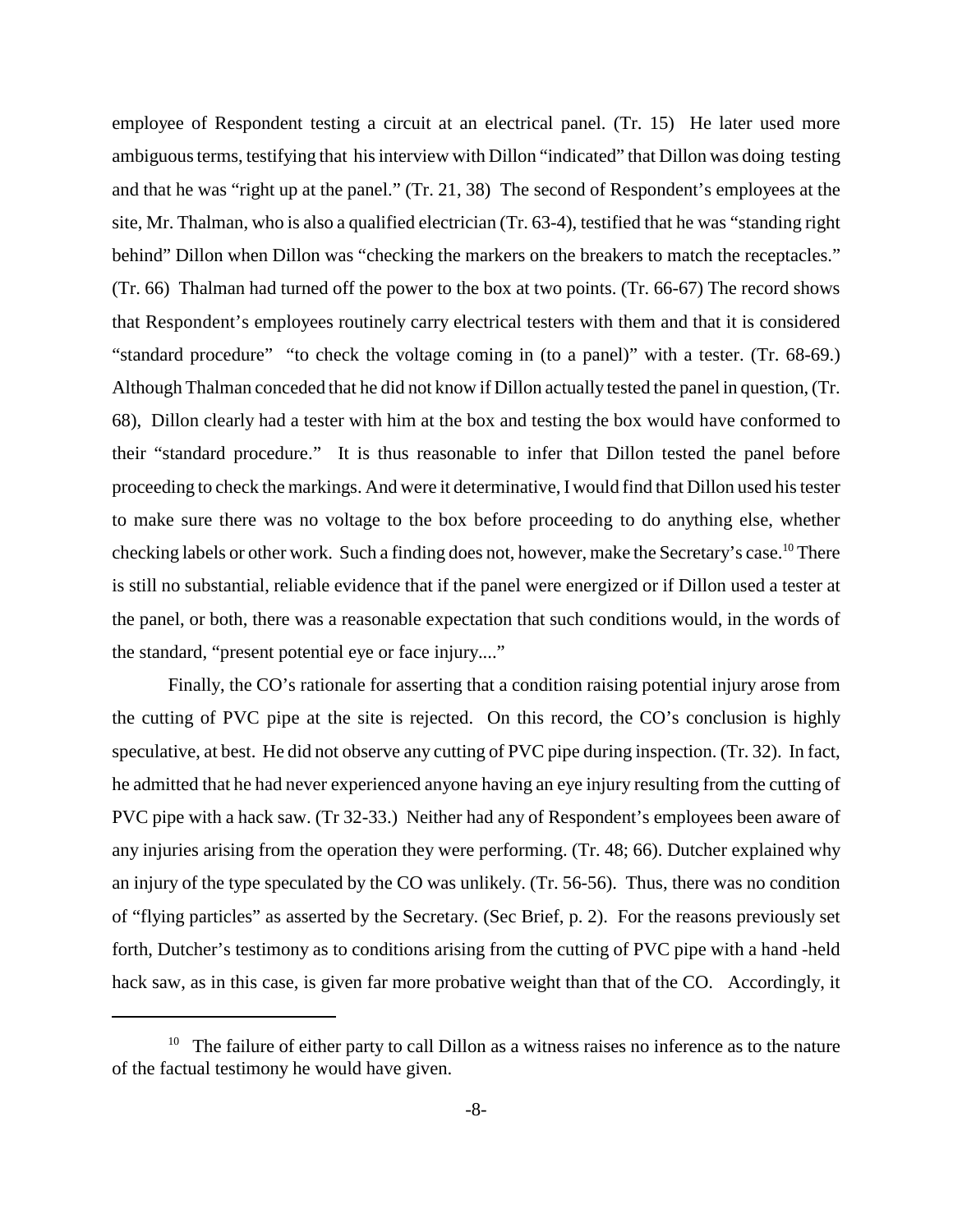employee of Respondent testing a circuit at an electrical panel. (Tr. 15) He later used more ambiguous terms, testifying that his interview with Dillon "indicated" that Dillon was doing testing and that he was "right up at the panel." (Tr. 21, 38) The second of Respondent's employees at the site, Mr. Thalman, who is also a qualified electrician (Tr. 63-4), testified that he was "standing right behind" Dillon when Dillon was "checking the markers on the breakers to match the receptacles." (Tr. 66) Thalman had turned off the power to the box at two points. (Tr. 66-67) The record shows that Respondent's employees routinely carry electrical testers with them and that it is considered "standard procedure" "to check the voltage coming in (to a panel)" with a tester. (Tr. 68-69.) Although Thalman conceded that he did not know if Dillon actually tested the panel in question, (Tr. 68), Dillon clearly had a tester with him at the box and testing the box would have conformed to their "standard procedure." It is thus reasonable to infer that Dillon tested the panel before proceeding to check the markings. And were it determinative, I would find that Dillon used his tester to make sure there was no voltage to the box before proceeding to do anything else, whether checking labels or other work. Such a finding does not, however, make the Secretary's case.[10] There is still no substantial, reliable evidence that if the panel were energized or if Dillon used a tester at the panel, or both, there was a reasonable expectation that such conditions would, in the words of the standard, "present potential eye or face injury...."

Finally, the CO's rationale for asserting that a condition raising potential injury arose from the cutting of PVC pipe at the site is rejected. On this record, the CO's conclusion is highly speculative, at best. He did not observe any cutting of PVC pipe during inspection. (Tr. 32). In fact, he admitted that he had never experienced anyone having an eye injury resulting from the cutting of PVC pipe with a hack saw. (Tr 32-33.) Neither had any of Respondent's employees been aware of any injuries arising from the operation they were performing. (Tr. 48; 66). Dutcher explained why an injury of the type speculated by the CO was unlikely. (Tr. 56-56). Thus, there was no condition of "flying particles" as asserted by the Secretary. (Sec Brief, p. 2). For the reasons previously set forth, Dutcher's testimony as to conditions arising from the cutting of PVC pipe with a hand -held hack saw, as in this case, is given far more probative weight than that of the CO. Accordingly, it

[10] The failure of either party to call Dillon as a witness raises no inference as to the nature of the factual testimony he would have given.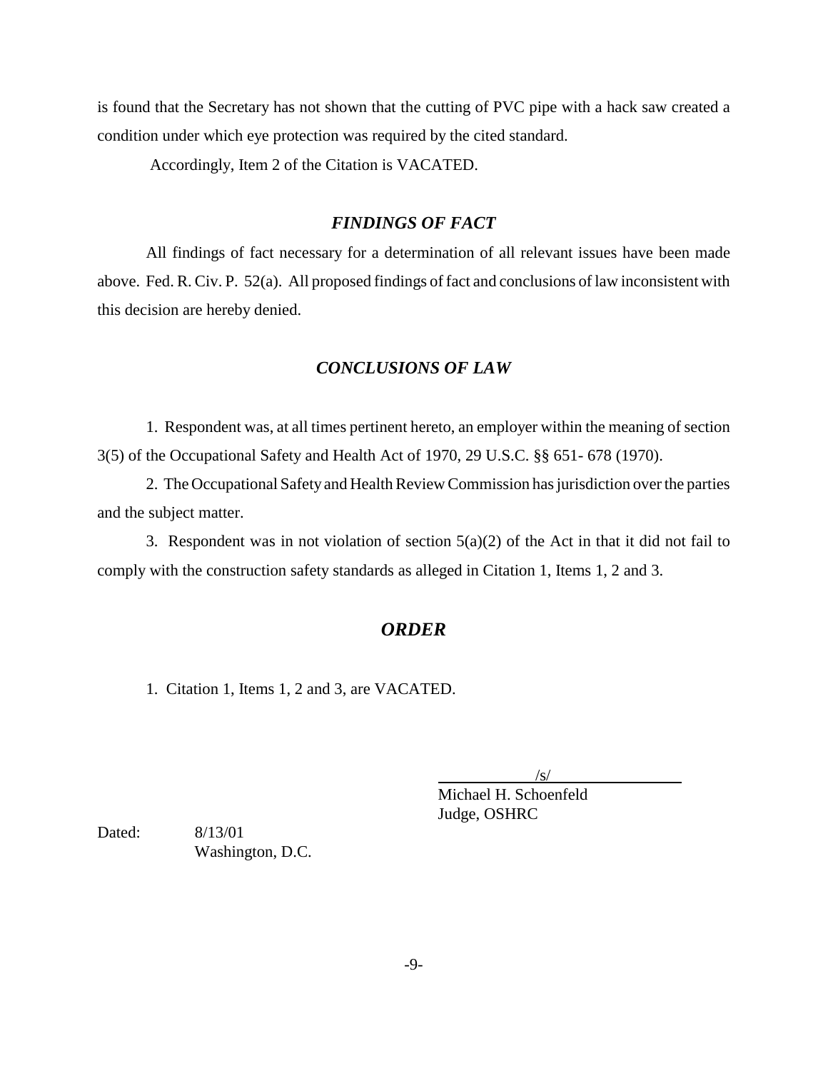is found that the Secretary has not shown that the cutting of PVC pipe with a hack saw created a condition under which eye protection was required by the cited standard.

Accordingly, Item 2 of the Citation is VACATED.

## *FINDINGS OF FACT*

All findings of fact necessary for a determination of all relevant issues have been made above. Fed. R. Civ. P. 52(a). All proposed findings of fact and conclusions of law inconsistent with this decision are hereby denied.

## *CONCLUSIONS OF LAW*

1. Respondent was, at all times pertinent hereto, an employer within the meaning of section 3(5) of the Occupational Safety and Health Act of 1970, 29 U.S.C. §§ 651- 678 (1970).

2. The Occupational Safety and Health Review Commission has jurisdiction over the parties and the subject matter.

3. Respondent was in not violation of section 5(a)(2) of the Act in that it did not fail to comply with the construction safety standards as alleged in Citation 1, Items 1, 2 and 3.

## *ORDER*

1. Citation 1, Items 1, 2 and 3, are VACATED.

/s/
Michael H. Schoenfeld
Judge, OSHRC

Dated: 8/13/01
Washington, D.C.